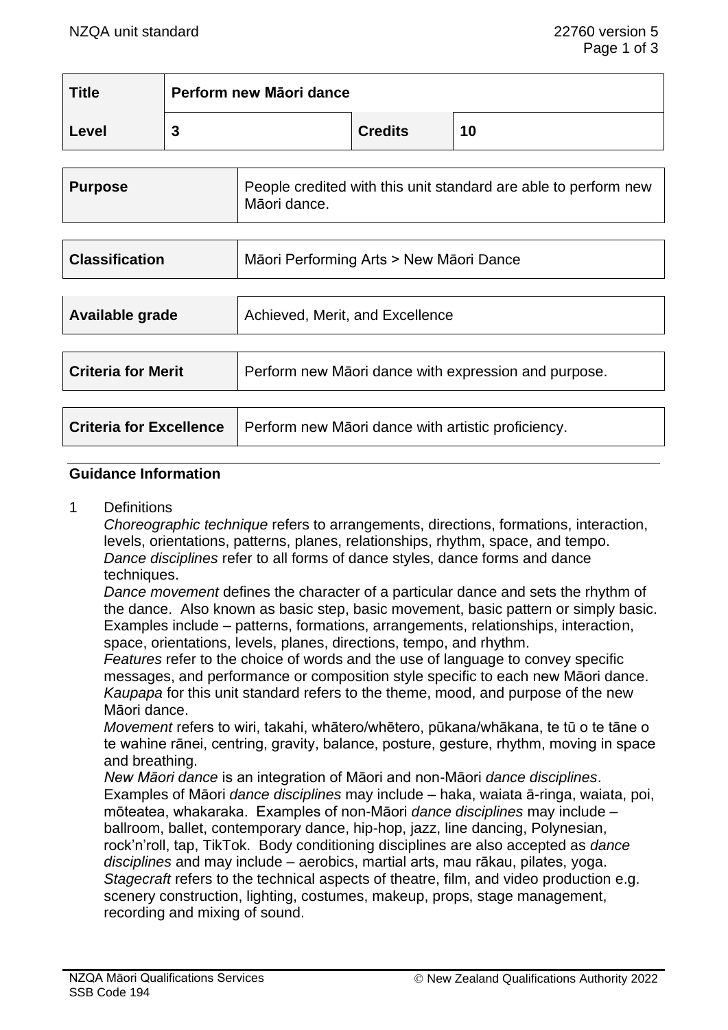| | | | |
|---|---|---|---|
| **Title** | **Perform new Māori dance** | | |
| **Level** | **3** | **Credits** | **10** |

| | |
|---|---|
| **Purpose** | People credited with this unit standard are able to perform new Māori dance. |

| | |
|---|---|
| **Classification** | Māori Performing Arts > New Māori Dance |

| | |
|---|---|
| **Available grade** | Achieved, Merit, and Excellence |

| | |
|---|---|
| **Criteria for Merit** | Perform new Māori dance with expression and purpose. |

| | |
|---|---|
| **Criteria for Excellence** | Perform new Māori dance with artistic proficiency. |

## Guidance Information

1 Definitions

*Choreographic technique* refers to arrangements, directions, formations, interaction, levels, orientations, patterns, planes, relationships, rhythm, space, and tempo.

*Dance disciplines* refer to all forms of dance styles, dance forms and dance techniques.

*Dance movement* defines the character of a particular dance and sets the rhythm of the dance. Also known as basic step, basic movement, basic pattern or simply basic. Examples include – patterns, formations, arrangements, relationships, interaction, space, orientations, levels, planes, directions, tempo, and rhythm.

*Features* refer to the choice of words and the use of language to convey specific messages, and performance or composition style specific to each new Māori dance.

*Kaupapa* for this unit standard refers to the theme, mood, and purpose of the new Māori dance.

*Movement* refers to wiri, takahi, whātero/whētero, pūkana/whākana, te tū o te tāne o te wahine rānei, centring, gravity, balance, posture, gesture, rhythm, moving in space and breathing.

*New Māori dance* is an integration of Māori and non-Māori *dance disciplines*. Examples of Māori *dance disciplines* may include – haka, waiata ā-ringa, waiata, poi, mōteatea, whakaraka. Examples of non-Māori *dance disciplines* may include – ballroom, ballet, contemporary dance, hip-hop, jazz, line dancing, Polynesian, rock'n'roll, tap, TikTok. Body conditioning disciplines are also accepted as *dance disciplines* and may include – aerobics, martial arts, mau rākau, pilates, yoga.

*Stagecraft* refers to the technical aspects of theatre, film, and video production e.g. scenery construction, lighting, costumes, makeup, props, stage management, recording and mixing of sound.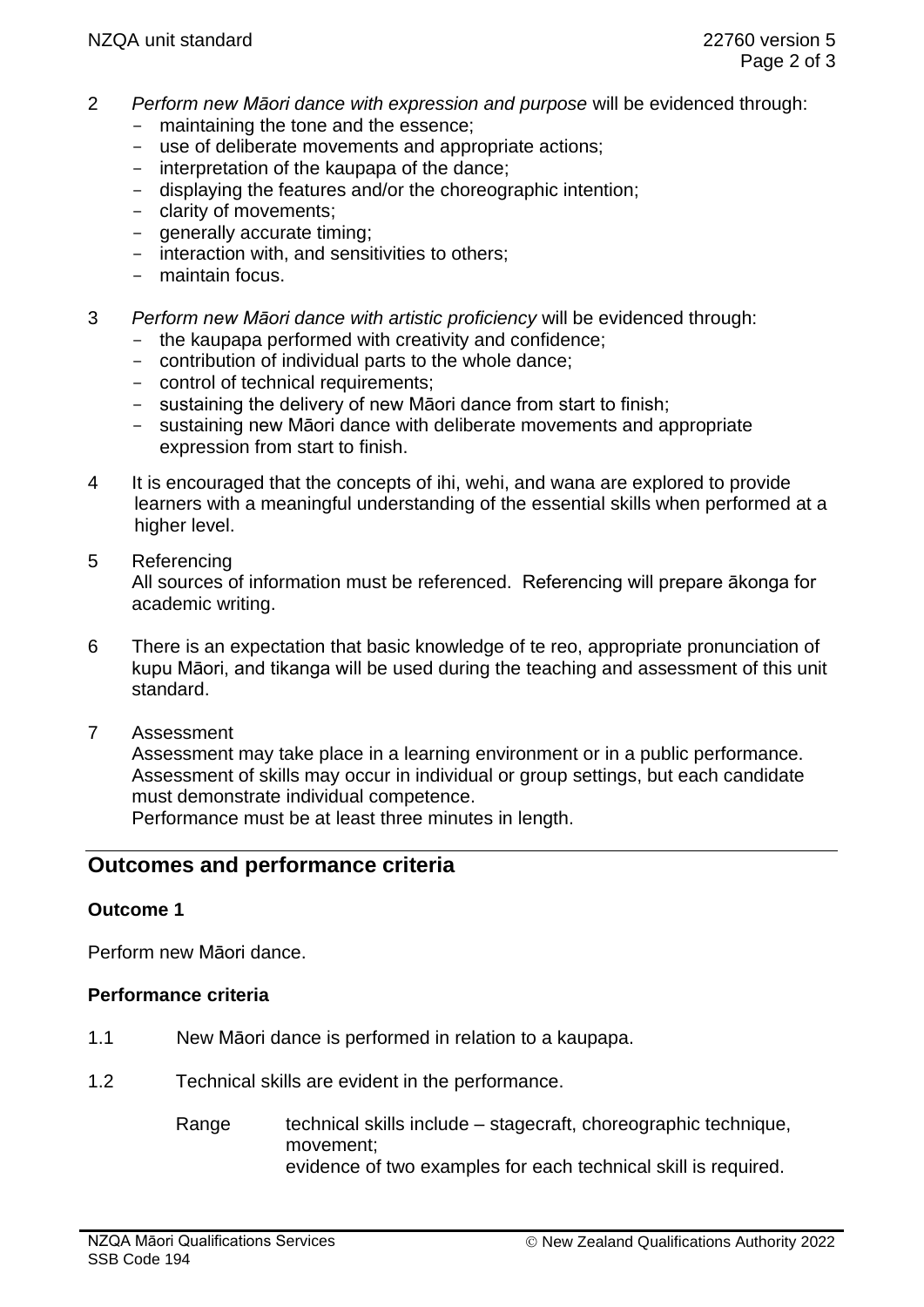2 *Perform new Māori dance with expression and purpose* will be evidenced through:
   - maintaining the tone and the essence;
   - use of deliberate movements and appropriate actions;
   - interpretation of the kaupapa of the dance;
   - displaying the features and/or the choreographic intention;
   - clarity of movements;
   - generally accurate timing;
   - interaction with, and sensitivities to others;
   - maintain focus.

3 *Perform new Māori dance with artistic proficiency* will be evidenced through:
   - the kaupapa performed with creativity and confidence;
   - contribution of individual parts to the whole dance;
   - control of technical requirements;
   - sustaining the delivery of new Māori dance from start to finish;
   - sustaining new Māori dance with deliberate movements and appropriate expression from start to finish.

4 It is encouraged that the concepts of ihi, wehi, and wana are explored to provide learners with a meaningful understanding of the essential skills when performed at a higher level.

5 Referencing
All sources of information must be referenced. Referencing will prepare ākonga for academic writing.

6 There is an expectation that basic knowledge of te reo, appropriate pronunciation of kupu Māori, and tikanga will be used during the teaching and assessment of this unit standard.

7 Assessment
Assessment may take place in a learning environment or in a public performance. Assessment of skills may occur in individual or group settings, but each candidate must demonstrate individual competence.
Performance must be at least three minutes in length.

## Outcomes and performance criteria

**Outcome 1**

Perform new Māori dance.

**Performance criteria**

1.1 New Māori dance is performed in relation to a kaupapa.

1.2 Technical skills are evident in the performance.

Range technical skills include – stagecraft, choreographic technique, movement;
evidence of two examples for each technical skill is required.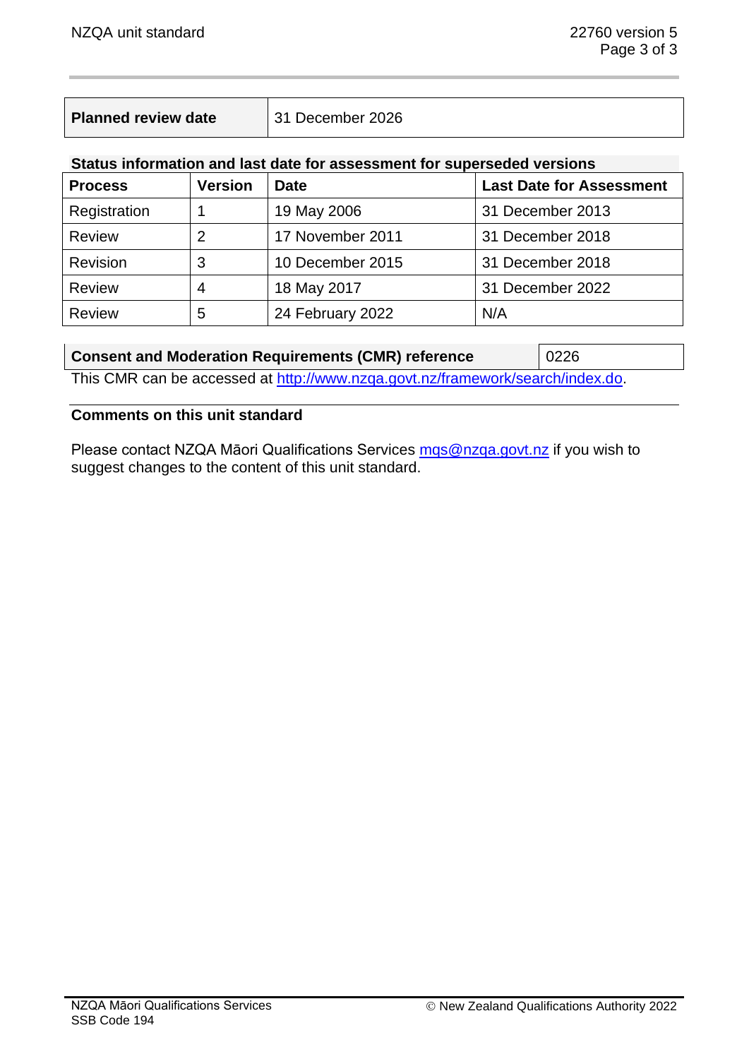| **Planned review date** | 31 December 2026 |
|---|---|

**Status information and last date for assessment for superseded versions**

| Process | Version | Date | Last Date for Assessment |
|---|---|---|---|
| Registration | 1 | 19 May 2006 | 31 December 2013 |
| Review | 2 | 17 November 2011 | 31 December 2018 |
| Revision | 3 | 10 December 2015 | 31 December 2018 |
| Review | 4 | 18 May 2017 | 31 December 2022 |
| Review | 5 | 24 February 2022 | N/A |

| **Consent and Moderation Requirements (CMR) reference** | 0226 |
|---|---|

This CMR can be accessed at http://www.nzqa.govt.nz/framework/search/index.do.

**Comments on this unit standard**

Please contact NZQA Māori Qualifications Services mqs@nzqa.govt.nz if you wish to suggest changes to the content of this unit standard.